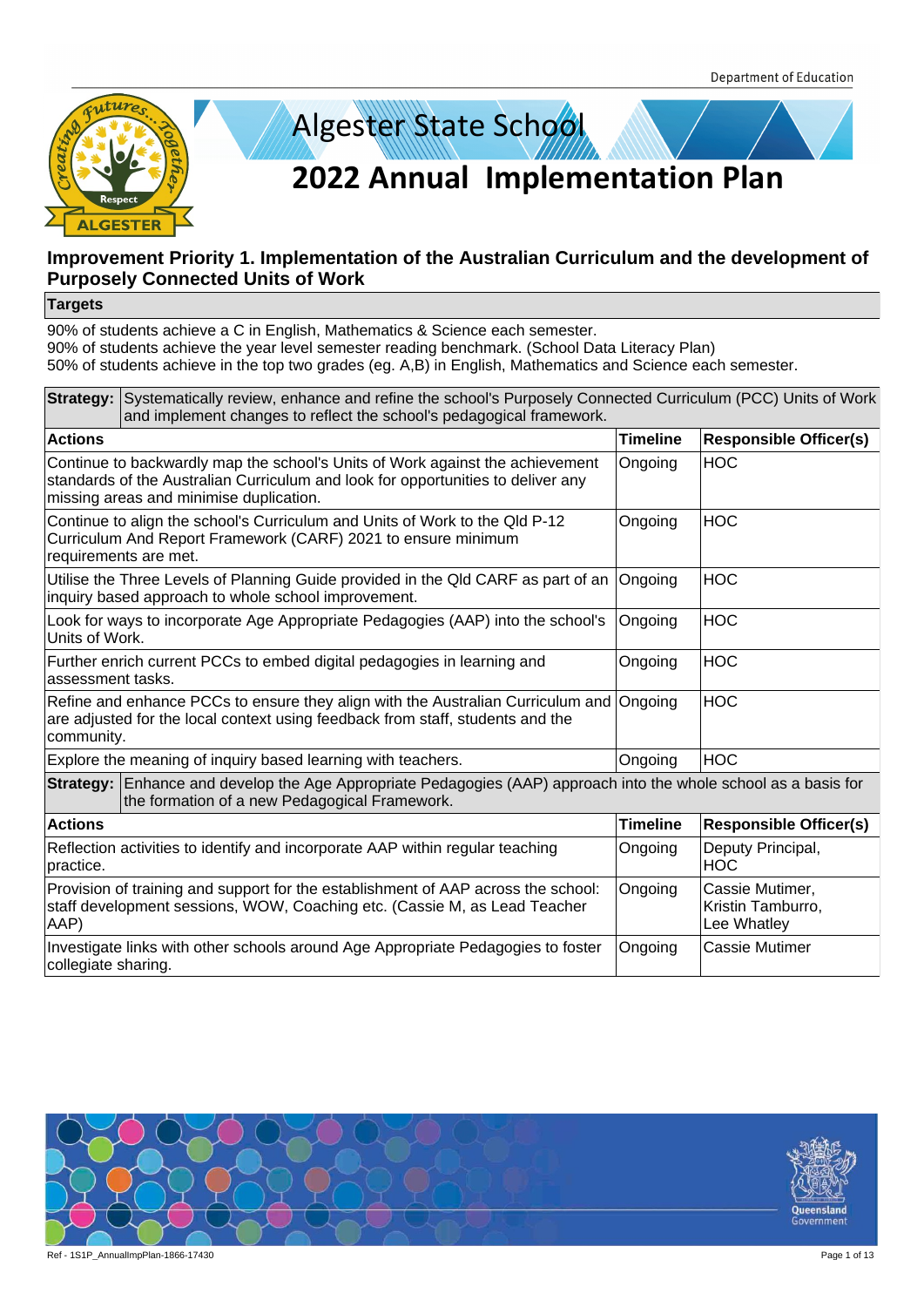# Algester State School

# 2022 Annual Implementation Plan

## Improvement Priority 1. Implementation of the Australian Curriculum and the development of Purposely Connected Units of Work

**Targets**

90% of students achieve a C in English, Mathematics & Science each semester.
90% of students achieve the year level semester reading benchmark. (School Data Literacy Plan)
50% of students achieve in the top two grades (eg. A,B) in English, Mathematics and Science each semester.

**Strategy:** Systematically review, enhance and refine the school's Purposely Connected Curriculum (PCC) Units of Work and implement changes to reflect the school's pedagogical framework.

| Actions | Timeline | Responsible Officer(s) |
|---|---|---|
| Continue to backwardly map the school's Units of Work against the achievement standards of the Australian Curriculum and look for opportunities to deliver any missing areas and minimise duplication. | Ongoing | HOC |
| Continue to align the school's Curriculum and Units of Work to the Qld P-12 Curriculum And Report Framework (CARF) 2021 to ensure minimum requirements are met. | Ongoing | HOC |
| Utilise the Three Levels of Planning Guide provided in the Qld CARF as part of an inquiry based approach to whole school improvement. | Ongoing | HOC |
| Look for ways to incorporate Age Appropriate Pedagogies (AAP) into the school's Units of Work. | Ongoing | HOC |
| Further enrich current PCCs to embed digital pedagogies in learning and assessment tasks. | Ongoing | HOC |
| Refine and enhance PCCs to ensure they align with the Australian Curriculum and are adjusted for the local context using feedback from staff, students and the community. | Ongoing | HOC |
| Explore the meaning of inquiry based learning with teachers. | Ongoing | HOC |

**Strategy:** Enhance and develop the Age Appropriate Pedagogies (AAP) approach into the whole school as a basis for the formation of a new Pedagogical Framework.

| Actions | Timeline | Responsible Officer(s) |
|---|---|---|
| Reflection activities to identify and incorporate AAP within regular teaching practice. | Ongoing | Deputy Principal, HOC |
| Provision of training and support for the establishment of AAP across the school: staff development sessions, WOW, Coaching etc. (Cassie M, as Lead Teacher AAP) | Ongoing | Cassie Mutimer, Kristin Tamburro, Lee Whatley |
| Investigate links with other schools around Age Appropriate Pedagogies to foster collegiate sharing. | Ongoing | Cassie Mutimer |

Ref - 1S1P_AnnualImpPlan-1866-17430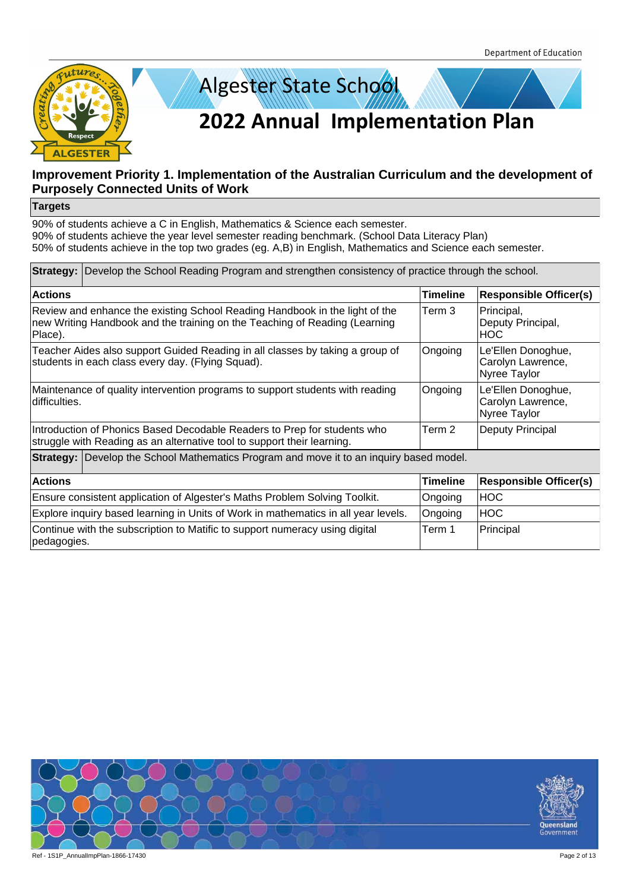# Algester State School

# 2022 Annual Implementation Plan

## Improvement Priority 1. Implementation of the Australian Curriculum and the development of Purposely Connected Units of Work

**Targets**

90% of students achieve a C in English, Mathematics & Science each semester.
90% of students achieve the year level semester reading benchmark. (School Data Literacy Plan)
50% of students achieve in the top two grades (eg. A,B) in English, Mathematics and Science each semester.

**Strategy:** Develop the School Reading Program and strengthen consistency of practice through the school.

| Actions | Timeline | Responsible Officer(s) |
|---|---|---|
| Review and enhance the existing School Reading Handbook in the light of the new Writing Handbook and the training on the Teaching of Reading (Learning Place). | Term 3 | Principal, Deputy Principal, HOC |
| Teacher Aides also support Guided Reading in all classes by taking a group of students in each class every day. (Flying Squad). | Ongoing | Le'Ellen Donoghue, Carolyn Lawrence, Nyree Taylor |
| Maintenance of quality intervention programs to support students with reading difficulties. | Ongoing | Le'Ellen Donoghue, Carolyn Lawrence, Nyree Taylor |
| Introduction of Phonics Based Decodable Readers to Prep for students who struggle with Reading as an alternative tool to support their learning. | Term 2 | Deputy Principal |

**Strategy:** Develop the School Mathematics Program and move it to an inquiry based model.

| Actions | Timeline | Responsible Officer(s) |
|---|---|---|
| Ensure consistent application of Algester's Maths Problem Solving Toolkit. | Ongoing | HOC |
| Explore inquiry based learning in Units of Work in mathematics in all year levels. | Ongoing | HOC |
| Continue with the subscription to Matific to support numeracy using digital pedagogies. | Term 1 | Principal |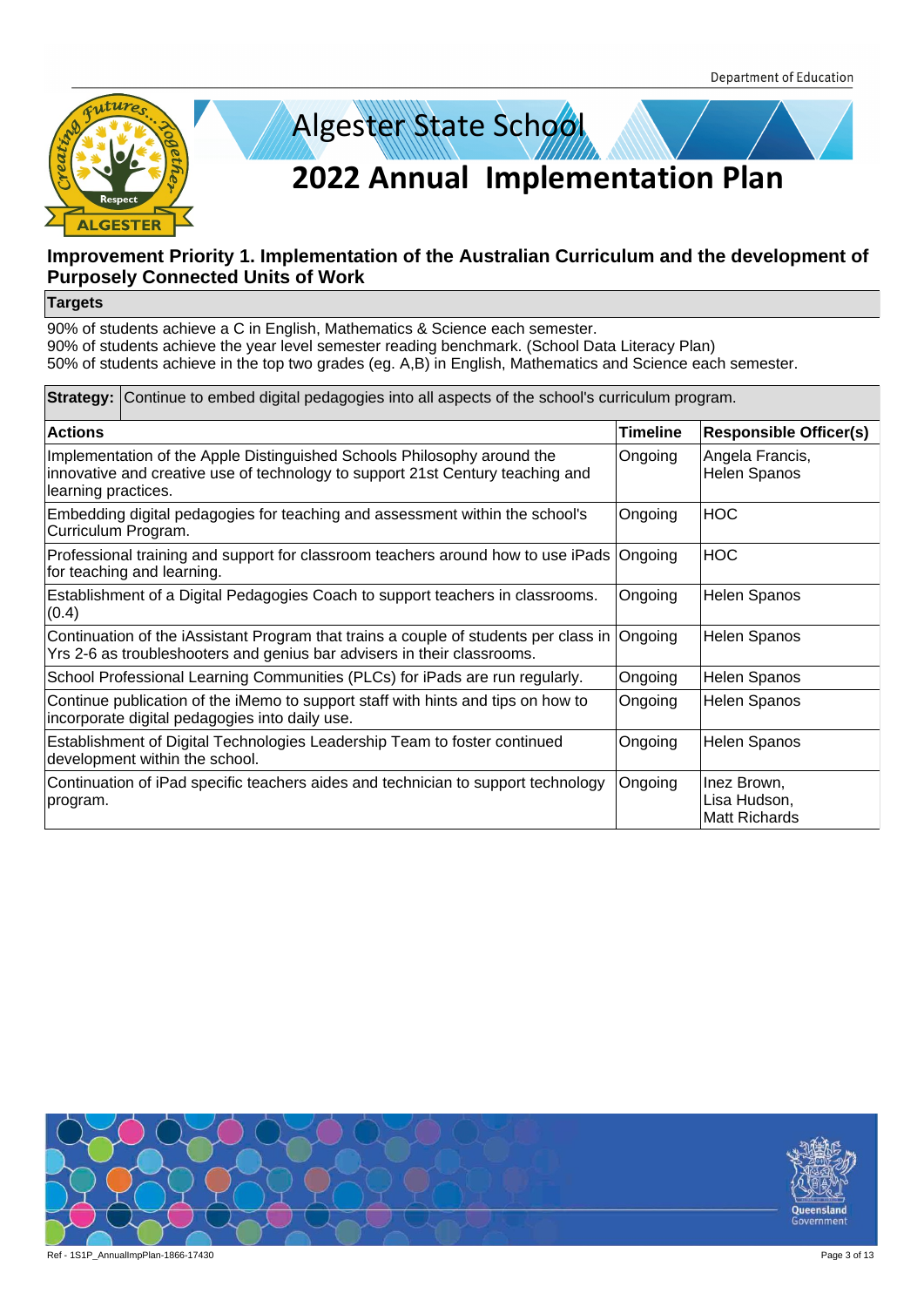# Algester State School

## 2022 Annual Implementation Plan

### Improvement Priority 1. Implementation of the Australian Curriculum and the development of Purposely Connected Units of Work

**Targets**

90% of students achieve a C in English, Mathematics & Science each semester.
90% of students achieve the year level semester reading benchmark. (School Data Literacy Plan)
50% of students achieve in the top two grades (eg. A,B) in English, Mathematics and Science each semester.

**Strategy:** Continue to embed digital pedagogies into all aspects of the school's curriculum program.

| Actions | Timeline | Responsible Officer(s) |
|---|---|---|
| Implementation of the Apple Distinguished Schools Philosophy around the innovative and creative use of technology to support 21st Century teaching and learning practices. | Ongoing | Angela Francis, Helen Spanos |
| Embedding digital pedagogies for teaching and assessment within the school's Curriculum Program. | Ongoing | HOC |
| Professional training and support for classroom teachers around how to use iPads for teaching and learning. | Ongoing | HOC |
| Establishment of a Digital Pedagogies Coach to support teachers in classrooms. (0.4) | Ongoing | Helen Spanos |
| Continuation of the iAssistant Program that trains a couple of students per class in Yrs 2-6 as troubleshooters and genius bar advisers in their classrooms. | Ongoing | Helen Spanos |
| School Professional Learning Communities (PLCs) for iPads are run regularly. | Ongoing | Helen Spanos |
| Continue publication of the iMemo to support staff with hints and tips on how to incorporate digital pedagogies into daily use. | Ongoing | Helen Spanos |
| Establishment of Digital Technologies Leadership Team to foster continued development within the school. | Ongoing | Helen Spanos |
| Continuation of iPad specific teachers aides and technician to support technology program. | Ongoing | Inez Brown, Lisa Hudson, Matt Richards |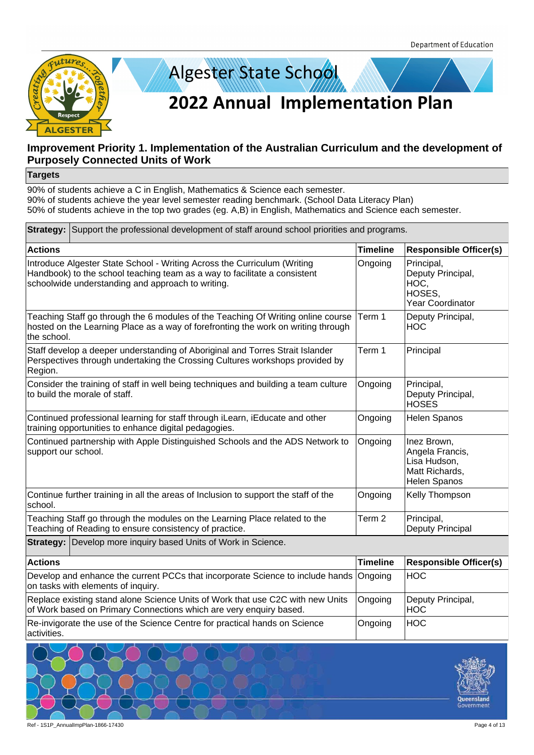# Algester State School

## 2022 Annual Implementation Plan

### Improvement Priority 1. Implementation of the Australian Curriculum and the development of Purposely Connected Units of Work

**Targets**

90% of students achieve a C in English, Mathematics & Science each semester.
90% of students achieve the year level semester reading benchmark. (School Data Literacy Plan)
50% of students achieve in the top two grades (eg. A,B) in English, Mathematics and Science each semester.

**Strategy:** Support the professional development of staff around school priorities and programs.

| Actions | Timeline | Responsible Officer(s) |
|---|---|---|
| Introduce Algester State School - Writing Across the Curriculum (Writing Handbook) to the school teaching team as a way to facilitate a consistent schoolwide understanding and approach to writing. | Ongoing | Principal, Deputy Principal, HOC, HOSES, Year Coordinator |
| Teaching Staff go through the 6 modules of the Teaching Of Writing online course hosted on the Learning Place as a way of forefronting the work on writing through the school. | Term 1 | Deputy Principal, HOC |
| Staff develop a deeper understanding of Aboriginal and Torres Strait Islander Perspectives through undertaking the Crossing Cultures workshops provided by Region. | Term 1 | Principal |
| Consider the training of staff in well being techniques and building a team culture to build the morale of staff. | Ongoing | Principal, Deputy Principal, HOSES |
| Continued professional learning for staff through iLearn, iEducate and other training opportunities to enhance digital pedagogies. | Ongoing | Helen Spanos |
| Continued partnership with Apple Distinguished Schools and the ADS Network to support our school. | Ongoing | Inez Brown, Angela Francis, Lisa Hudson, Matt Richards, Helen Spanos |
| Continue further training in all the areas of Inclusion to support the staff of the school. | Ongoing | Kelly Thompson |
| Teaching Staff go through the modules on the Learning Place related to the Teaching of Reading to ensure consistency of practice. | Term 2 | Principal, Deputy Principal |

**Strategy:** Develop more inquiry based Units of Work in Science.

| Actions | Timeline | Responsible Officer(s) |
|---|---|---|
| Develop and enhance the current PCCs that incorporate Science to include hands on tasks with elements of inquiry. | Ongoing | HOC |
| Replace existing stand alone Science Units of Work that use C2C with new Units of Work based on Primary Connections which are very enquiry based. | Ongoing | Deputy Principal, HOC |
| Re-invigorate the use of the Science Centre for practical hands on Science activities. | Ongoing | HOC |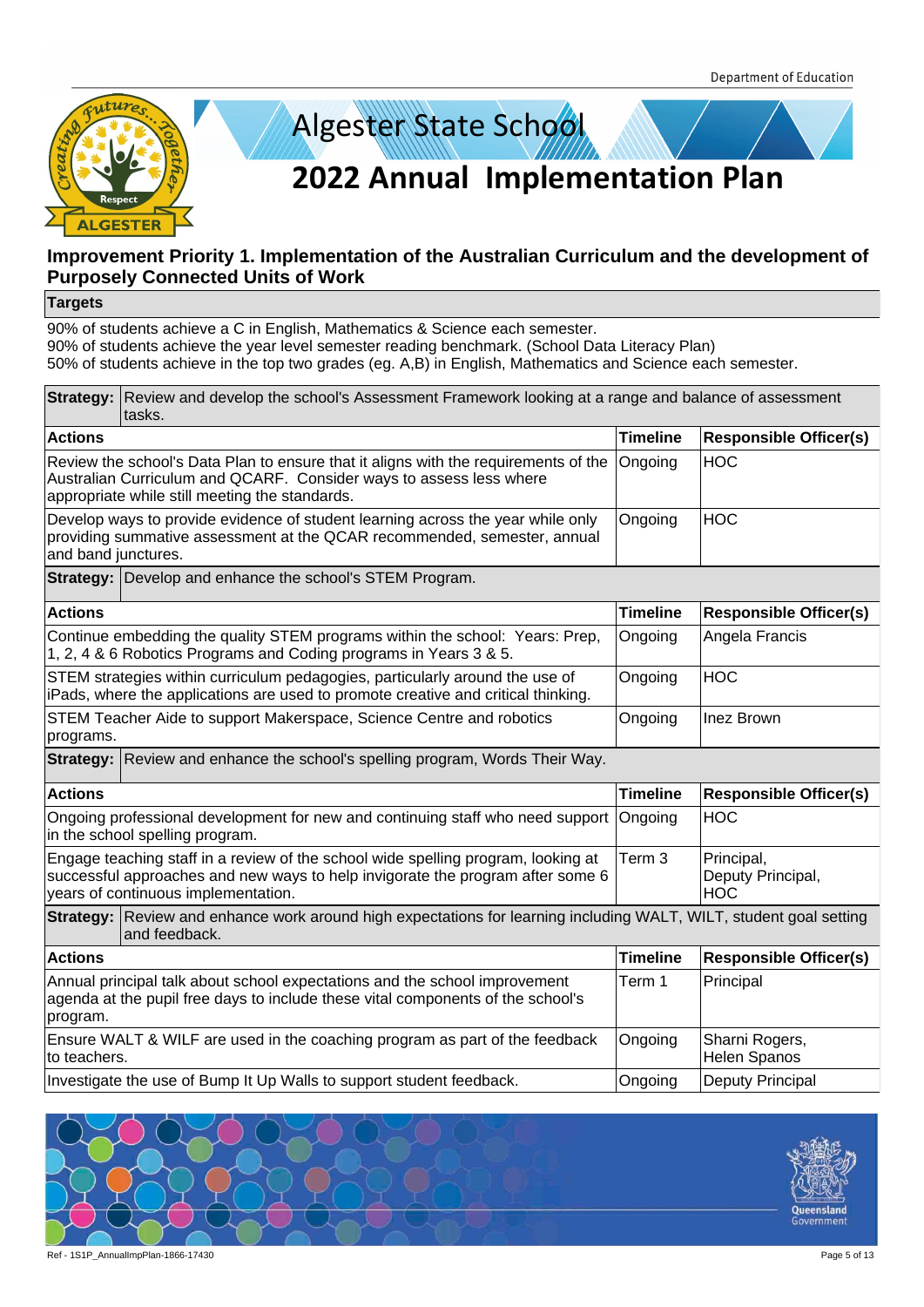# Algester State School

## 2022 Annual Implementation Plan

### Improvement Priority 1. Implementation of the Australian Curriculum and the development of Purposely Connected Units of Work

**Targets**

90% of students achieve a C in English, Mathematics & Science each semester.
90% of students achieve the year level semester reading benchmark. (School Data Literacy Plan)
50% of students achieve in the top two grades (eg. A,B) in English, Mathematics and Science each semester.

**Strategy:** Review and develop the school's Assessment Framework looking at a range and balance of assessment tasks.

| Actions | Timeline | Responsible Officer(s) |
|---|---|---|
| Review the school's Data Plan to ensure that it aligns with the requirements of the Australian Curriculum and QCARF. Consider ways to assess less where appropriate while still meeting the standards. | Ongoing | HOC |
| Develop ways to provide evidence of student learning across the year while only providing summative assessment at the QCAR recommended, semester, annual and band junctures. | Ongoing | HOC |

**Strategy:** Develop and enhance the school's STEM Program.

| Actions | Timeline | Responsible Officer(s) |
|---|---|---|
| Continue embedding the quality STEM programs within the school: Years: Prep, 1, 2, 4 & 6 Robotics Programs and Coding programs in Years 3 & 5. | Ongoing | Angela Francis |
| STEM strategies within curriculum pedagogies, particularly around the use of iPads, where the applications are used to promote creative and critical thinking. | Ongoing | HOC |
| STEM Teacher Aide to support Makerspace, Science Centre and robotics programs. | Ongoing | Inez Brown |

**Strategy:** Review and enhance the school's spelling program, Words Their Way.

| Actions | Timeline | Responsible Officer(s) |
|---|---|---|
| Ongoing professional development for new and continuing staff who need support in the school spelling program. | Ongoing | HOC |
| Engage teaching staff in a review of the school wide spelling program, looking at successful approaches and new ways to help invigorate the program after some 6 years of continuous implementation. | Term 3 | Principal, Deputy Principal, HOC |

**Strategy:** Review and enhance work around high expectations for learning including WALT, WILT, student goal setting and feedback.

| Actions | Timeline | Responsible Officer(s) |
|---|---|---|
| Annual principal talk about school expectations and the school improvement agenda at the pupil free days to include these vital components of the school's program. | Term 1 | Principal |
| Ensure WALT & WILF are used in the coaching program as part of the feedback to teachers. | Ongoing | Sharni Rogers, Helen Spanos |
| Investigate the use of Bump It Up Walls to support student feedback. | Ongoing | Deputy Principal |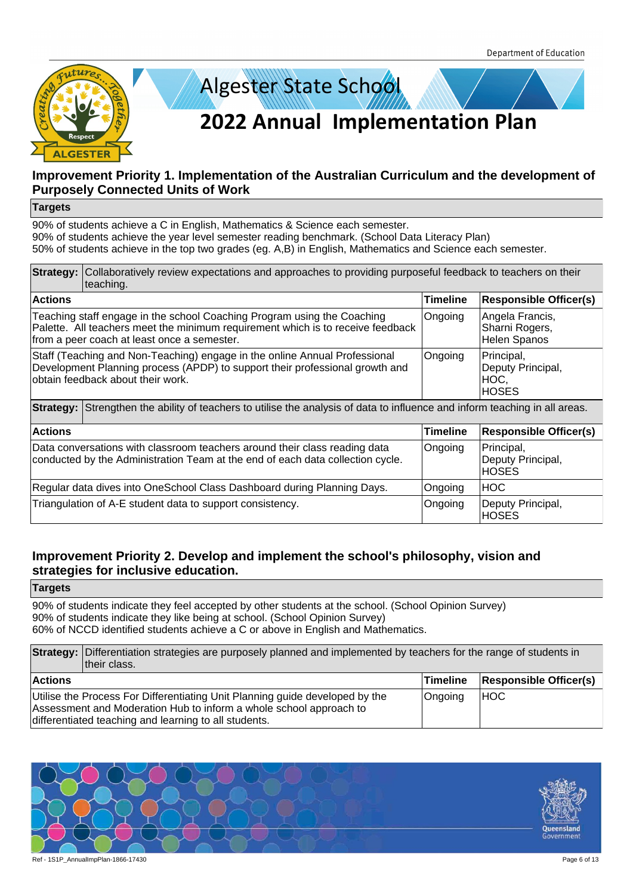# Algester State School

## 2022 Annual Implementation Plan

### Improvement Priority 1. Implementation of the Australian Curriculum and the development of Purposely Connected Units of Work

**Targets**

90% of students achieve a C in English, Mathematics & Science each semester.
90% of students achieve the year level semester reading benchmark. (School Data Literacy Plan)
50% of students achieve in the top two grades (eg. A,B) in English, Mathematics and Science each semester.

**Strategy:** Collaboratively review expectations and approaches to providing purposeful feedback to teachers on their teaching.

| Actions | Timeline | Responsible Officer(s) |
|---|---|---|
| Teaching staff engage in the school Coaching Program using the Coaching Palette. All teachers meet the minimum requirement which is to receive feedback from a peer coach at least once a semester. | Ongoing | Angela Francis, Sharni Rogers, Helen Spanos |
| Staff (Teaching and Non-Teaching) engage in the online Annual Professional Development Planning process (APDP) to support their professional growth and obtain feedback about their work. | Ongoing | Principal, Deputy Principal, HOC, HOSES |

**Strategy:** Strengthen the ability of teachers to utilise the analysis of data to influence and inform teaching in all areas.

| Actions | Timeline | Responsible Officer(s) |
|---|---|---|
| Data conversations with classroom teachers around their class reading data conducted by the Administration Team at the end of each data collection cycle. | Ongoing | Principal, Deputy Principal, HOSES |
| Regular data dives into OneSchool Class Dashboard during Planning Days. | Ongoing | HOC |
| Triangulation of A-E student data to support consistency. | Ongoing | Deputy Principal, HOSES |

### Improvement Priority 2. Develop and implement the school's philosophy, vision and strategies for inclusive education.

**Targets**

90% of students indicate they feel accepted by other students at the school. (School Opinion Survey)
90% of students indicate they like being at school. (School Opinion Survey)
60% of NCCD identified students achieve a C or above in English and Mathematics.

**Strategy:** Differentiation strategies are purposely planned and implemented by teachers for the range of students in their class.

| Actions | Timeline | Responsible Officer(s) |
|---|---|---|
| Utilise the Process For Differentiating Unit Planning guide developed by the Assessment and Moderation Hub to inform a whole school approach to differentiated teaching and learning to all students. | Ongoing | HOC |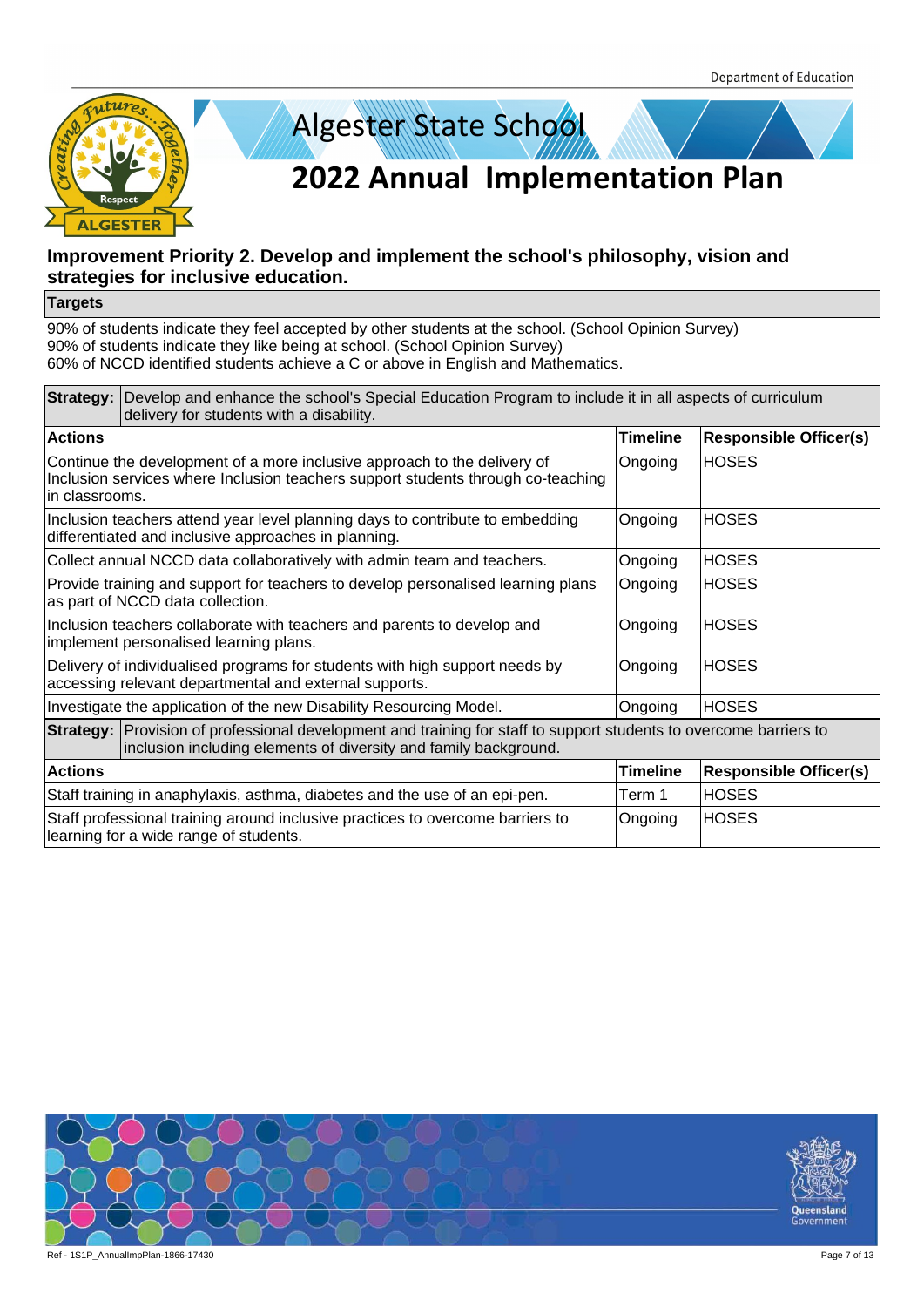# Algester State School

# 2022 Annual Implementation Plan

## Improvement Priority 2. Develop and implement the school's philosophy, vision and strategies for inclusive education.

**Targets**

90% of students indicate they feel accepted by other students at the school. (School Opinion Survey)
90% of students indicate they like being at school. (School Opinion Survey)
60% of NCCD identified students achieve a C or above in English and Mathematics.

**Strategy:** Develop and enhance the school's Special Education Program to include it in all aspects of curriculum delivery for students with a disability.

| Actions | Timeline | Responsible Officer(s) |
|---|---|---|
| Continue the development of a more inclusive approach to the delivery of Inclusion services where Inclusion teachers support students through co-teaching in classrooms. | Ongoing | HOSES |
| Inclusion teachers attend year level planning days to contribute to embedding differentiated and inclusive approaches in planning. | Ongoing | HOSES |
| Collect annual NCCD data collaboratively with admin team and teachers. | Ongoing | HOSES |
| Provide training and support for teachers to develop personalised learning plans as part of NCCD data collection. | Ongoing | HOSES |
| Inclusion teachers collaborate with teachers and parents to develop and implement personalised learning plans. | Ongoing | HOSES |
| Delivery of individualised programs for students with high support needs by accessing relevant departmental and external supports. | Ongoing | HOSES |
| Investigate the application of the new Disability Resourcing Model. | Ongoing | HOSES |

**Strategy:** Provision of professional development and training for staff to support students to overcome barriers to inclusion including elements of diversity and family background.

| Actions | Timeline | Responsible Officer(s) |
|---|---|---|
| Staff training in anaphylaxis, asthma, diabetes and the use of an epi-pen. | Term 1 | HOSES |
| Staff professional training around inclusive practices to overcome barriers to learning for a wide range of students. | Ongoing | HOSES |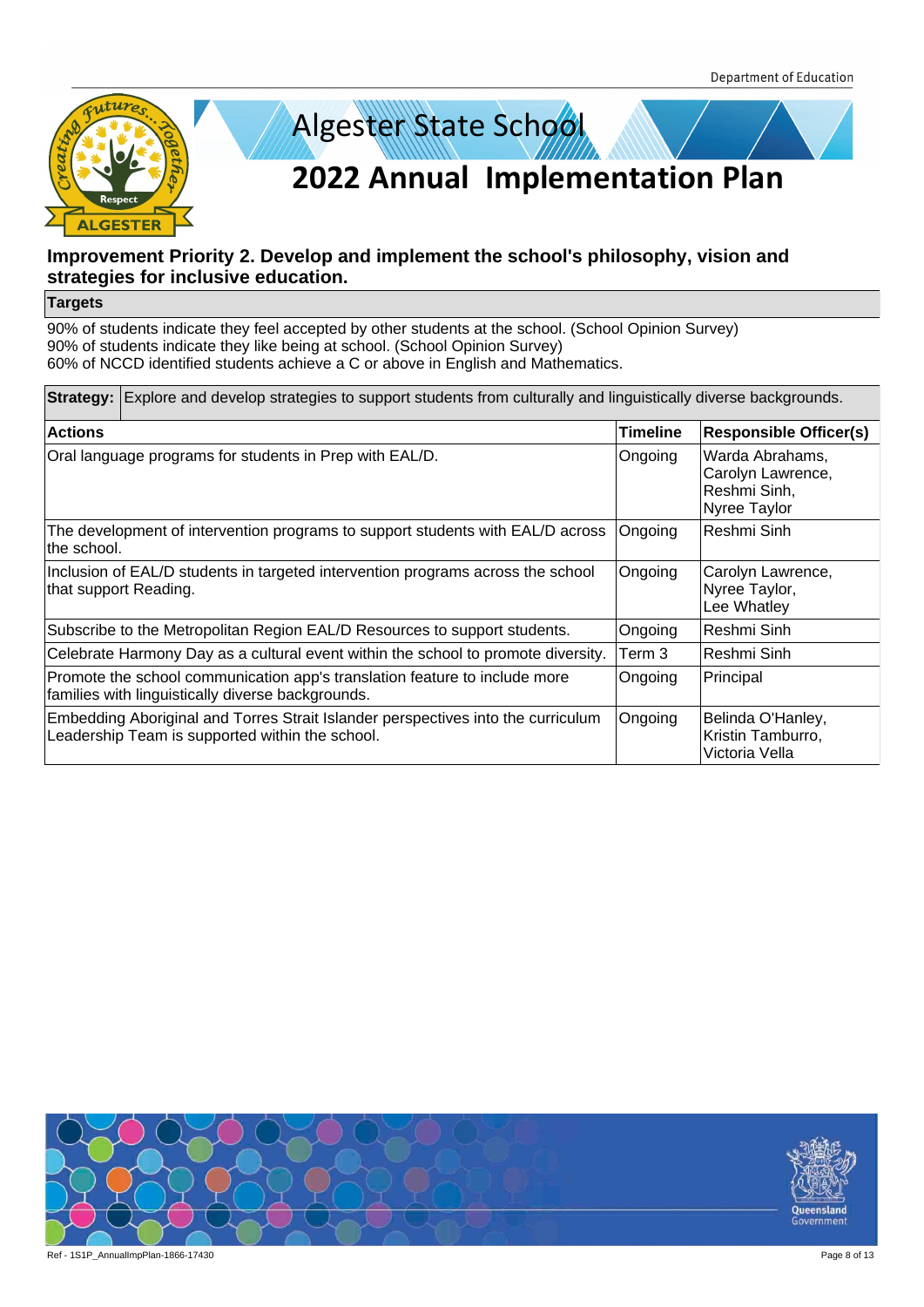# Algester State School

## 2022 Annual Implementation Plan

### Improvement Priority 2. Develop and implement the school's philosophy, vision and strategies for inclusive education.

**Targets**

90% of students indicate they feel accepted by other students at the school. (School Opinion Survey)
90% of students indicate they like being at school. (School Opinion Survey)
60% of NCCD identified students achieve a C or above in English and Mathematics.

**Strategy:** Explore and develop strategies to support students from culturally and linguistically diverse backgrounds.

| Actions | Timeline | Responsible Officer(s) |
|---|---|---|
| Oral language programs for students in Prep with EAL/D. | Ongoing | Warda Abrahams, Carolyn Lawrence, Reshmi Sinh, Nyree Taylor |
| The development of intervention programs to support students with EAL/D across the school. | Ongoing | Reshmi Sinh |
| Inclusion of EAL/D students in targeted intervention programs across the school that support Reading. | Ongoing | Carolyn Lawrence, Nyree Taylor, Lee Whatley |
| Subscribe to the Metropolitan Region EAL/D Resources to support students. | Ongoing | Reshmi Sinh |
| Celebrate Harmony Day as a cultural event within the school to promote diversity. | Term 3 | Reshmi Sinh |
| Promote the school communication app's translation feature to include more families with linguistically diverse backgrounds. | Ongoing | Principal |
| Embedding Aboriginal and Torres Strait Islander perspectives into the curriculum Leadership Team is supported within the school. | Ongoing | Belinda O'Hanley, Kristin Tamburro, Victoria Vella |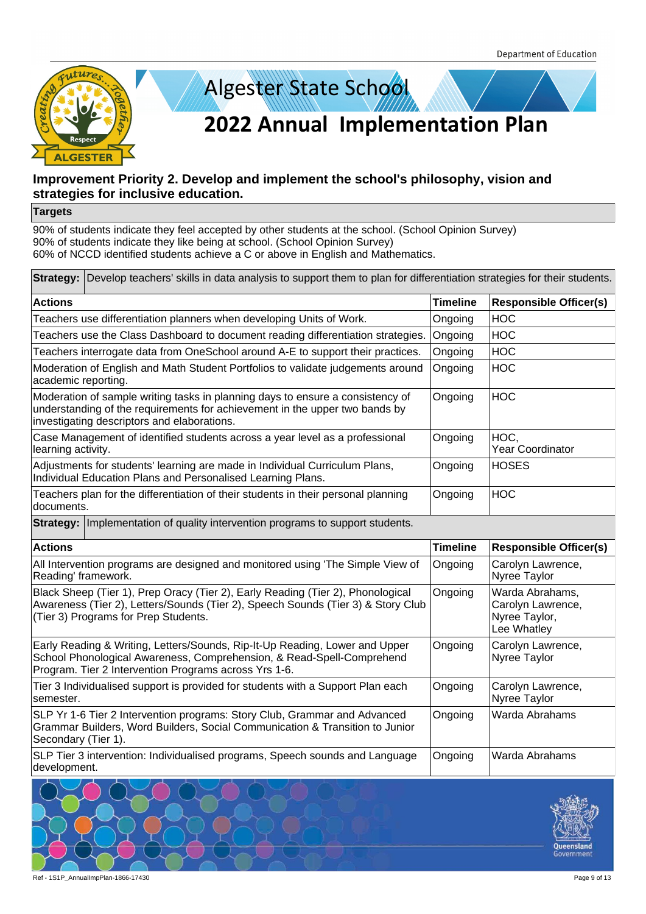# Algester State School

## 2022 Annual Implementation Plan

### Improvement Priority 2. Develop and implement the school's philosophy, vision and strategies for inclusive education.

**Targets**

90% of students indicate they feel accepted by other students at the school. (School Opinion Survey)
90% of students indicate they like being at school. (School Opinion Survey)
60% of NCCD identified students achieve a C or above in English and Mathematics.

**Strategy:** Develop teachers' skills in data analysis to support them to plan for differentiation strategies for their students.

| Actions | Timeline | Responsible Officer(s) |
|---|---|---|
| Teachers use differentiation planners when developing Units of Work. | Ongoing | HOC |
| Teachers use the Class Dashboard to document reading differentiation strategies. | Ongoing | HOC |
| Teachers interrogate data from OneSchool around A-E to support their practices. | Ongoing | HOC |
| Moderation of English and Math Student Portfolios to validate judgements around academic reporting. | Ongoing | HOC |
| Moderation of sample writing tasks in planning days to ensure a consistency of understanding of the requirements for achievement in the upper two bands by investigating descriptors and elaborations. | Ongoing | HOC |
| Case Management of identified students across a year level as a professional learning activity. | Ongoing | HOC, Year Coordinator |
| Adjustments for students' learning are made in Individual Curriculum Plans, Individual Education Plans and Personalised Learning Plans. | Ongoing | HOSES |
| Teachers plan for the differentiation of their students in their personal planning documents. | Ongoing | HOC |

**Strategy:** Implementation of quality intervention programs to support students.

| Actions | Timeline | Responsible Officer(s) |
|---|---|---|
| All Intervention programs are designed and monitored using 'The Simple View of Reading' framework. | Ongoing | Carolyn Lawrence, Nyree Taylor |
| Black Sheep (Tier 1), Prep Oracy (Tier 2), Early Reading (Tier 2), Phonological Awareness (Tier 2), Letters/Sounds (Tier 2), Speech Sounds (Tier 3) & Story Club (Tier 3) Programs for Prep Students. | Ongoing | Warda Abrahams, Carolyn Lawrence, Nyree Taylor, Lee Whatley |
| Early Reading & Writing, Letters/Sounds, Rip-It-Up Reading, Lower and Upper School Phonological Awareness, Comprehension, & Read-Spell-Comprehend Program. Tier 2 Intervention Programs across Yrs 1-6. | Ongoing | Carolyn Lawrence, Nyree Taylor |
| Tier 3 Individualised support is provided for students with a Support Plan each semester. | Ongoing | Carolyn Lawrence, Nyree Taylor |
| SLP Yr 1-6 Tier 2 Intervention programs: Story Club, Grammar and Advanced Grammar Builders, Word Builders, Social Communication & Transition to Junior Secondary (Tier 1). | Ongoing | Warda Abrahams |
| SLP Tier 3 intervention: Individualised programs, Speech sounds and Language development. | Ongoing | Warda Abrahams |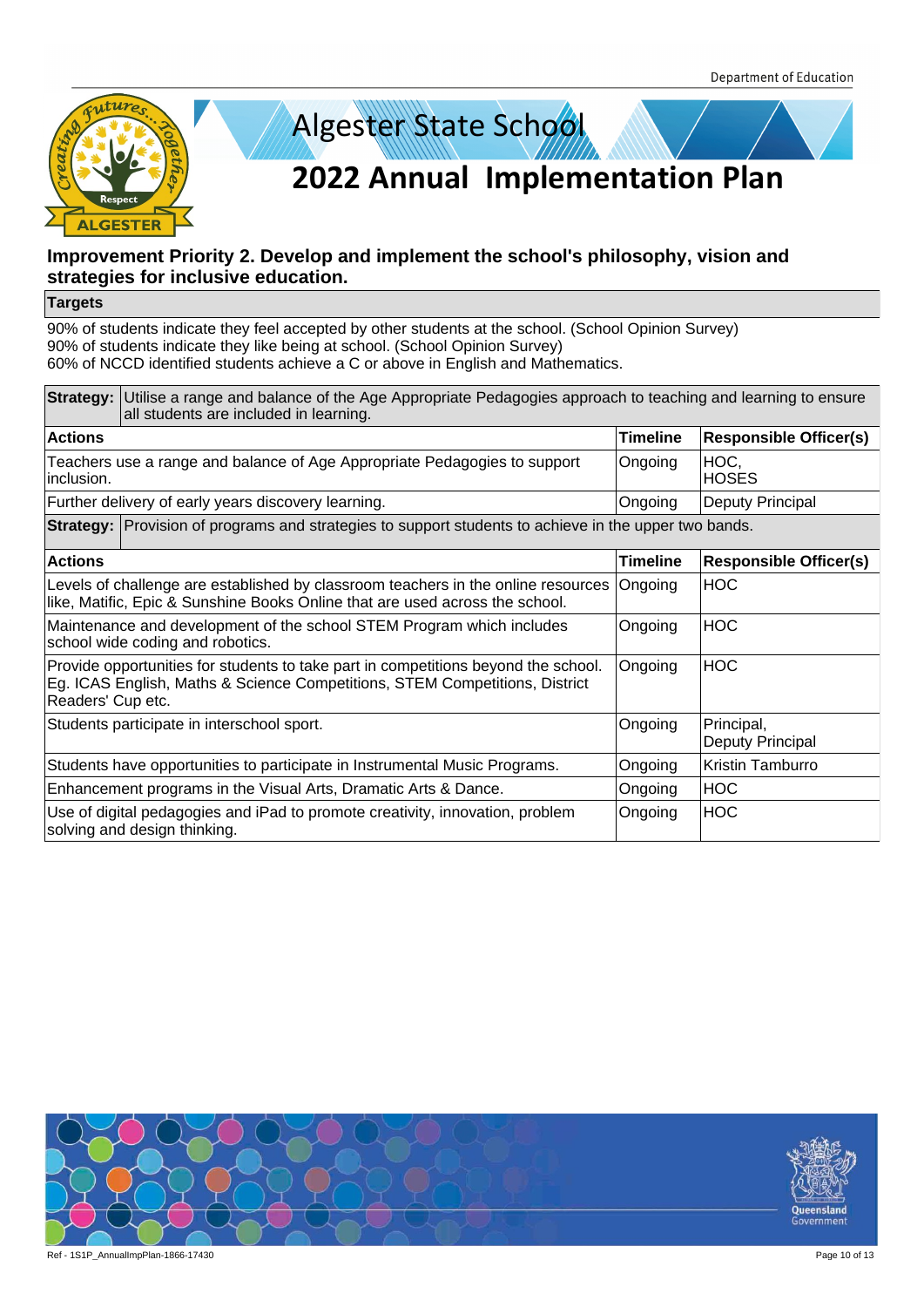# Algester State School

## 2022 Annual Implementation Plan

### Improvement Priority 2. Develop and implement the school's philosophy, vision and strategies for inclusive education.

**Targets**

90% of students indicate they feel accepted by other students at the school. (School Opinion Survey)
90% of students indicate they like being at school. (School Opinion Survey)
60% of NCCD identified students achieve a C or above in English and Mathematics.

**Strategy:** Utilise a range and balance of the Age Appropriate Pedagogies approach to teaching and learning to ensure all students are included in learning.

| Actions | Timeline | Responsible Officer(s) |
|---|---|---|
| Teachers use a range and balance of Age Appropriate Pedagogies to support inclusion. | Ongoing | HOC, HOSES |
| Further delivery of early years discovery learning. | Ongoing | Deputy Principal |

**Strategy:** Provision of programs and strategies to support students to achieve in the upper two bands.

| Actions | Timeline | Responsible Officer(s) |
|---|---|---|
| Levels of challenge are established by classroom teachers in the online resources like, Matific, Epic & Sunshine Books Online that are used across the school. | Ongoing | HOC |
| Maintenance and development of the school STEM Program which includes school wide coding and robotics. | Ongoing | HOC |
| Provide opportunities for students to take part in competitions beyond the school. Eg. ICAS English, Maths & Science Competitions, STEM Competitions, District Readers' Cup etc. | Ongoing | HOC |
| Students participate in interschool sport. | Ongoing | Principal, Deputy Principal |
| Students have opportunities to participate in Instrumental Music Programs. | Ongoing | Kristin Tamburro |
| Enhancement programs in the Visual Arts, Dramatic Arts & Dance. | Ongoing | HOC |
| Use of digital pedagogies and iPad to promote creativity, innovation, problem solving and design thinking. | Ongoing | HOC |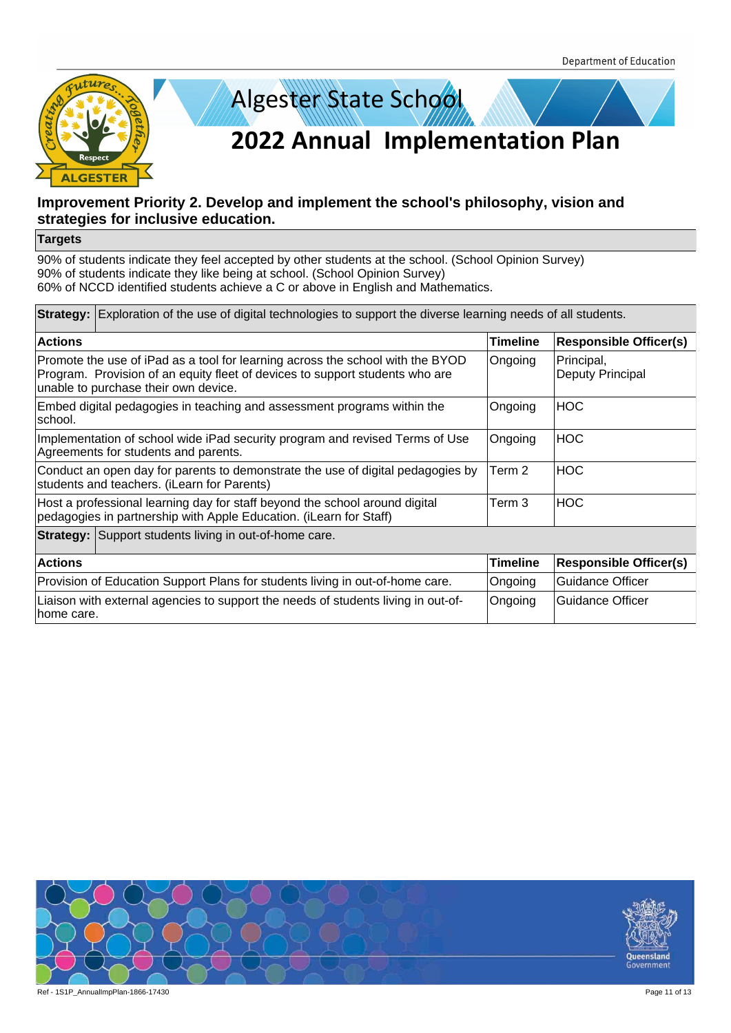# Algester State School

## 2022 Annual Implementation Plan

### Improvement Priority 2. Develop and implement the school's philosophy, vision and strategies for inclusive education.

**Targets**

90% of students indicate they feel accepted by other students at the school. (School Opinion Survey)
90% of students indicate they like being at school. (School Opinion Survey)
60% of NCCD identified students achieve a C or above in English and Mathematics.

**Strategy:** Exploration of the use of digital technologies to support the diverse learning needs of all students.

| Actions | Timeline | Responsible Officer(s) |
|---|---|---|
| Promote the use of iPad as a tool for learning across the school with the BYOD Program. Provision of an equity fleet of devices to support students who are unable to purchase their own device. | Ongoing | Principal, Deputy Principal |
| Embed digital pedagogies in teaching and assessment programs within the school. | Ongoing | HOC |
| Implementation of school wide iPad security program and revised Terms of Use Agreements for students and parents. | Ongoing | HOC |
| Conduct an open day for parents to demonstrate the use of digital pedagogies by students and teachers. (iLearn for Parents) | Term 2 | HOC |
| Host a professional learning day for staff beyond the school around digital pedagogies in partnership with Apple Education. (iLearn for Staff) | Term 3 | HOC |

**Strategy:** Support students living in out-of-home care.

| Actions | Timeline | Responsible Officer(s) |
|---|---|---|
| Provision of Education Support Plans for students living in out-of-home care. | Ongoing | Guidance Officer |
| Liaison with external agencies to support the needs of students living in out-of-home care. | Ongoing | Guidance Officer |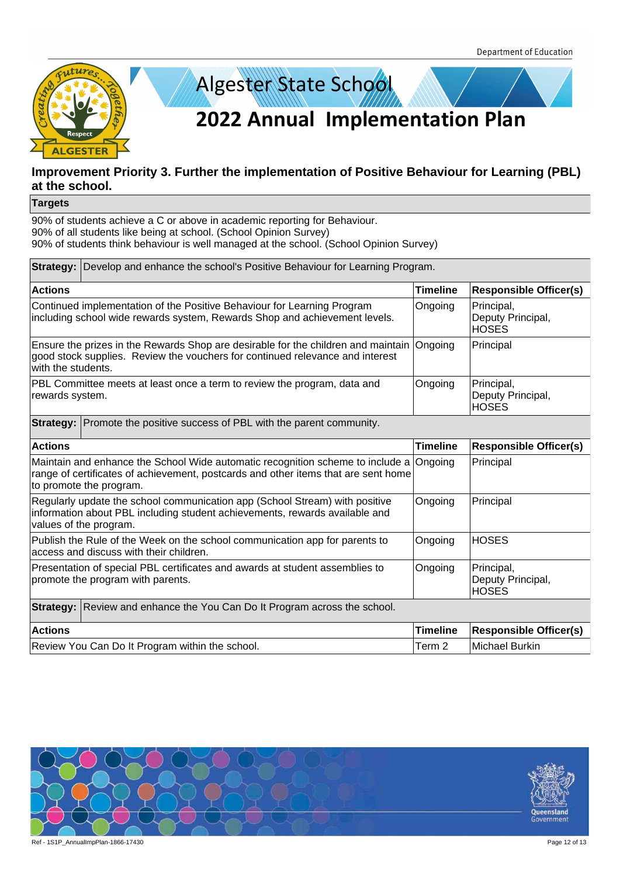# Algester State School

## 2022 Annual Implementation Plan

### Improvement Priority 3. Further the implementation of Positive Behaviour for Learning (PBL) at the school.

**Targets**

90% of students achieve a C or above in academic reporting for Behaviour.
90% of all students like being at school. (School Opinion Survey)
90% of students think behaviour is well managed at the school. (School Opinion Survey)

**Strategy:** Develop and enhance the school's Positive Behaviour for Learning Program.

| Actions | Timeline | Responsible Officer(s) |
|---|---|---|
| Continued implementation of the Positive Behaviour for Learning Program including school wide rewards system, Rewards Shop and achievement levels. | Ongoing | Principal, Deputy Principal, HOSES |
| Ensure the prizes in the Rewards Shop are desirable for the children and maintain good stock supplies. Review the vouchers for continued relevance and interest with the students. | Ongoing | Principal |
| PBL Committee meets at least once a term to review the program, data and rewards system. | Ongoing | Principal, Deputy Principal, HOSES |

**Strategy:** Promote the positive success of PBL with the parent community.

| Actions | Timeline | Responsible Officer(s) |
|---|---|---|
| Maintain and enhance the School Wide automatic recognition scheme to include a range of certificates of achievement, postcards and other items that are sent home to promote the program. | Ongoing | Principal |
| Regularly update the school communication app (School Stream) with positive information about PBL including student achievements, rewards available and values of the program. | Ongoing | Principal |
| Publish the Rule of the Week on the school communication app for parents to access and discuss with their children. | Ongoing | HOSES |
| Presentation of special PBL certificates and awards at student assemblies to promote the program with parents. | Ongoing | Principal, Deputy Principal, HOSES |

**Strategy:** Review and enhance the You Can Do It Program across the school.

| Actions | Timeline | Responsible Officer(s) |
|---|---|---|
| Review You Can Do It Program within the school. | Term 2 | Michael Burkin |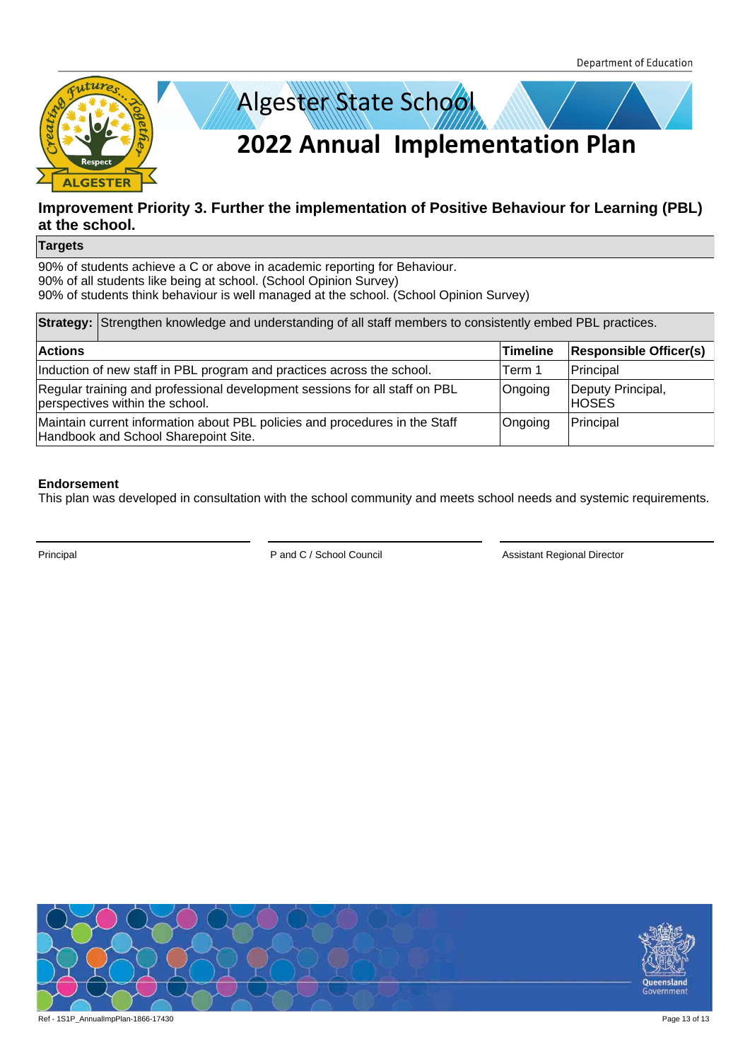# Algester State School

## 2022 Annual Implementation Plan

### Improvement Priority 3. Further the implementation of Positive Behaviour for Learning (PBL) at the school.

**Targets**

90% of students achieve a C or above in academic reporting for Behaviour.
90% of all students like being at school. (School Opinion Survey)
90% of students think behaviour is well managed at the school. (School Opinion Survey)

**Strategy:** Strengthen knowledge and understanding of all staff members to consistently embed PBL practices.

| Actions | Timeline | Responsible Officer(s) |
| --- | --- | --- |
| Induction of new staff in PBL program and practices across the school. | Term 1 | Principal |
| Regular training and professional development sessions for all staff on PBL perspectives within the school. | Ongoing | Deputy Principal, HOSES |
| Maintain current information about PBL policies and procedures in the Staff Handbook and School Sharepoint Site. | Ongoing | Principal |

**Endorsement**

This plan was developed in consultation with the school community and meets school needs and systemic requirements.

Principal

P and C / School Council

Assistant Regional Director